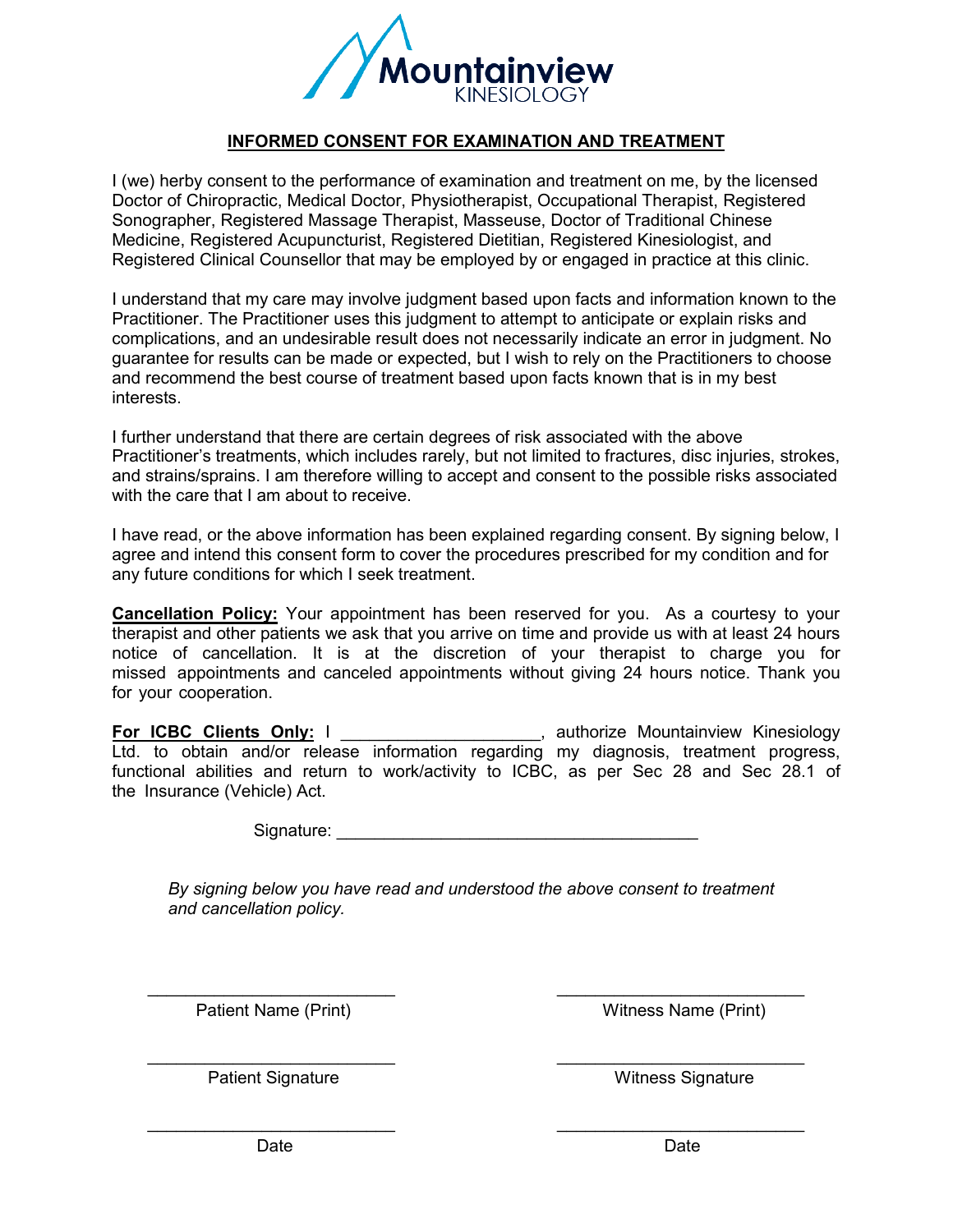Mountainview
KINESIOLOGY

## INFORMED CONSENT FOR EXAMINATION AND TREATMENT

I (we) herby consent to the performance of examination and treatment on me, by the licensed Doctor of Chiropractic, Medical Doctor, Physiotherapist, Occupational Therapist, Registered Sonographer, Registered Massage Therapist, Masseuse, Doctor of Traditional Chinese Medicine, Registered Acupuncturist, Registered Dietitian, Registered Kinesiologist, and Registered Clinical Counsellor that may be employed by or engaged in practice at this clinic.

I understand that my care may involve judgment based upon facts and information known to the Practitioner. The Practitioner uses this judgment to attempt to anticipate or explain risks and complications, and an undesirable result does not necessarily indicate an error in judgment. No guarantee for results can be made or expected, but I wish to rely on the Practitioners to choose and recommend the best course of treatment based upon facts known that is in my best interests.

I further understand that there are certain degrees of risk associated with the above Practitioner's treatments, which includes rarely, but not limited to fractures, disc injuries, strokes, and strains/sprains. I am therefore willing to accept and consent to the possible risks associated with the care that I am about to receive.

I have read, or the above information has been explained regarding consent. By signing below, I agree and intend this consent form to cover the procedures prescribed for my condition and for any future conditions for which I seek treatment.

**Cancellation Policy:** Your appointment has been reserved for you. As a courtesy to your therapist and other patients we ask that you arrive on time and provide us with at least 24 hours notice of cancellation. It is at the discretion of your therapist to charge you for missed appointments and canceled appointments without giving 24 hours notice. Thank you for your cooperation.

**For ICBC Clients Only:** I ____________________, authorize Mountainview Kinesiology Ltd. to obtain and/or release information regarding my diagnosis, treatment progress, functional abilities and return to work/activity to ICBC, as per Sec 28 and Sec 28.1 of the Insurance (Vehicle) Act.

Signature: ____________________________________

*By signing below you have read and understood the above consent to treatment and cancellation policy.*

| | |
|---|---|
| ________________________ | ________________________ |
| Patient Name (Print) | Witness Name (Print) |
| ________________________ | ________________________ |
| Patient Signature | Witness Signature |
| ________________________ | ________________________ |
| Date | Date |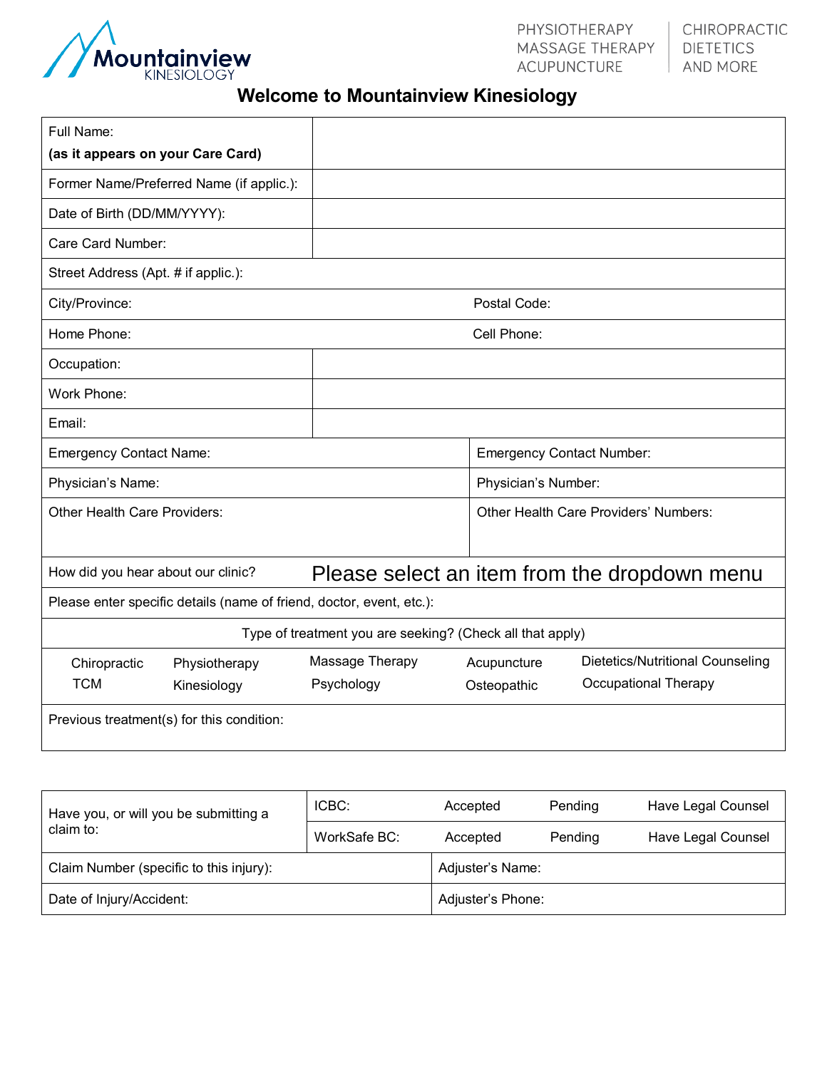PHYSIOTHERAPY
MASSAGE THERAPY
ACUPUNCTURE

CHIROPRACTIC
DIETETICS
AND MORE

# Welcome to Mountainview Kinesiology

| Full Name: **(as it appears on your Care Card)** | |
|---|---|
| Former Name/Preferred Name (if applic.): | |
| Date of Birth (DD/MM/YYYY): | |
| Care Card Number: | |
| Street Address (Apt. # if applic.): | |
| City/Province: | Postal Code: |
| Home Phone: | Cell Phone: |
| Occupation: | |
| Work Phone: | |
| Email: | |
| Emergency Contact Name: | Emergency Contact Number: |
| Physician's Name: | Physician's Number: |
| Other Health Care Providers: | Other Health Care Providers' Numbers: |
| How did you hear about our clinic? | Please select an item from the dropdown menu |
| Please enter specific details (name of friend, doctor, event, etc.): | |

| Type of treatment you are seeking? (Check all that apply) | | | | |
|---|---|---|---|---|
| Chiropractic | Physiotherapy | Massage Therapy | Acupuncture | Dietetics/Nutritional Counseling |
| TCM | Kinesiology | Psychology | Osteopathic | Occupational Therapy |

Previous treatment(s) for this condition:

| Have you, or will you be submitting a claim to: | ICBC: | Accepted | Pending | Have Legal Counsel |
|---|---|---|---|---|
| | WorkSafe BC: | Accepted | Pending | Have Legal Counsel |

| Claim Number (specific to this injury): | Adjuster's Name: |
|---|---|
| Date of Injury/Accident: | Adjuster's Phone: |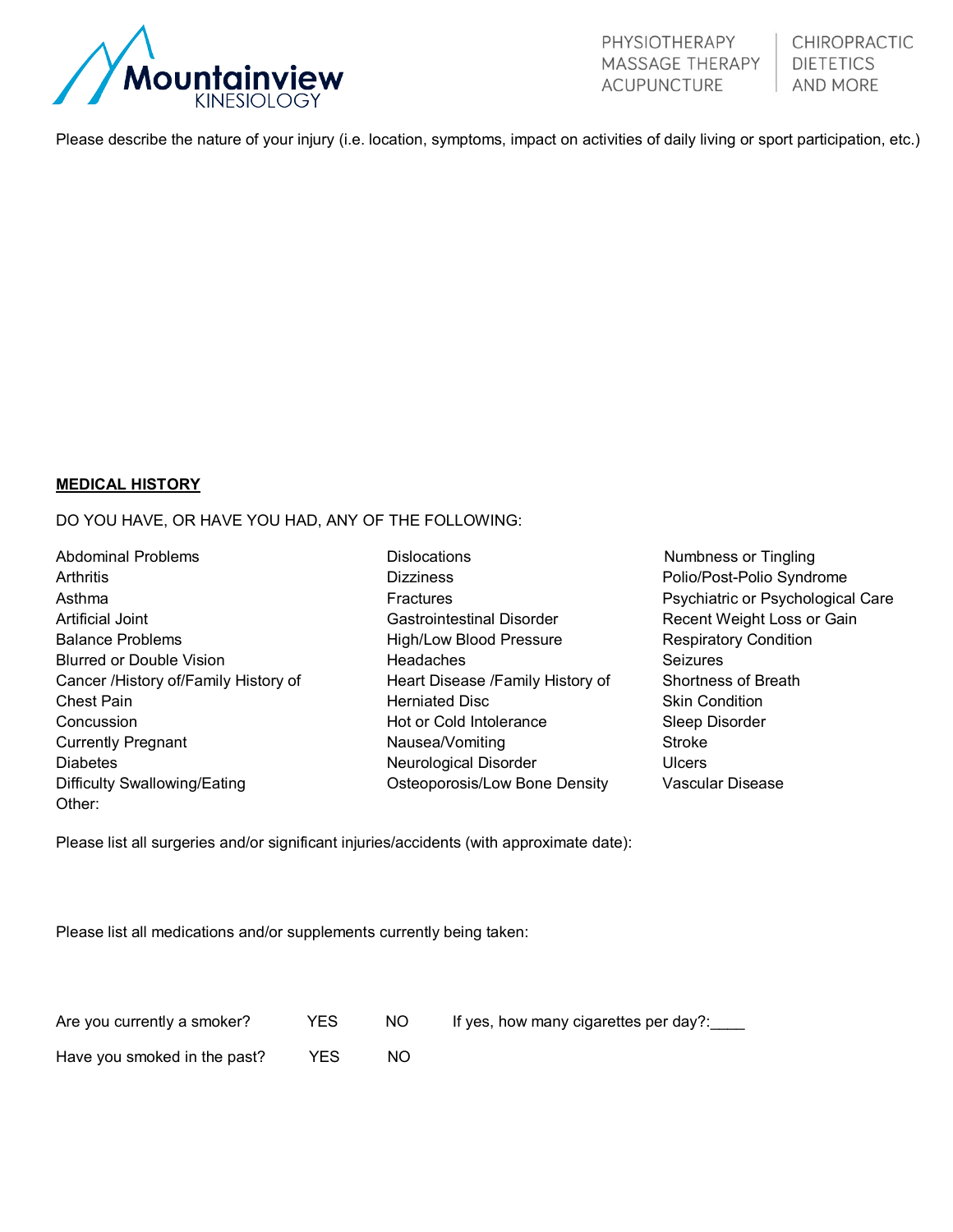Please describe the nature of your injury (i.e. location, symptoms, impact on activities of daily living or sport participation, etc.)

**MEDICAL HISTORY**

DO YOU HAVE, OR HAVE YOU HAD, ANY OF THE FOLLOWING:

| | | |
|---|---|---|
| Abdominal Problems | Dislocations | Numbness or Tingling |
| Arthritis | Dizziness | Polio/Post-Polio Syndrome |
| Asthma | Fractures | Psychiatric or Psychological Care |
| Artificial Joint | Gastrointestinal Disorder | Recent Weight Loss or Gain |
| Balance Problems | High/Low Blood Pressure | Respiratory Condition |
| Blurred or Double Vision | Headaches | Seizures |
| Cancer /History of/Family History of | Heart Disease /Family History of | Shortness of Breath |
| Chest Pain | Herniated Disc | Skin Condition |
| Concussion | Hot or Cold Intolerance | Sleep Disorder |
| Currently Pregnant | Nausea/Vomiting | Stroke |
| Diabetes | Neurological Disorder | Ulcers |
| Difficulty Swallowing/Eating | Osteoporosis/Low Bone Density | Vascular Disease |
| Other: | | |

Please list all surgeries and/or significant injuries/accidents (with approximate date):

Please list all medications and/or supplements currently being taken:

Are you currently a smoker? YES NO If yes, how many cigarettes per day?:____

Have you smoked in the past? YES NO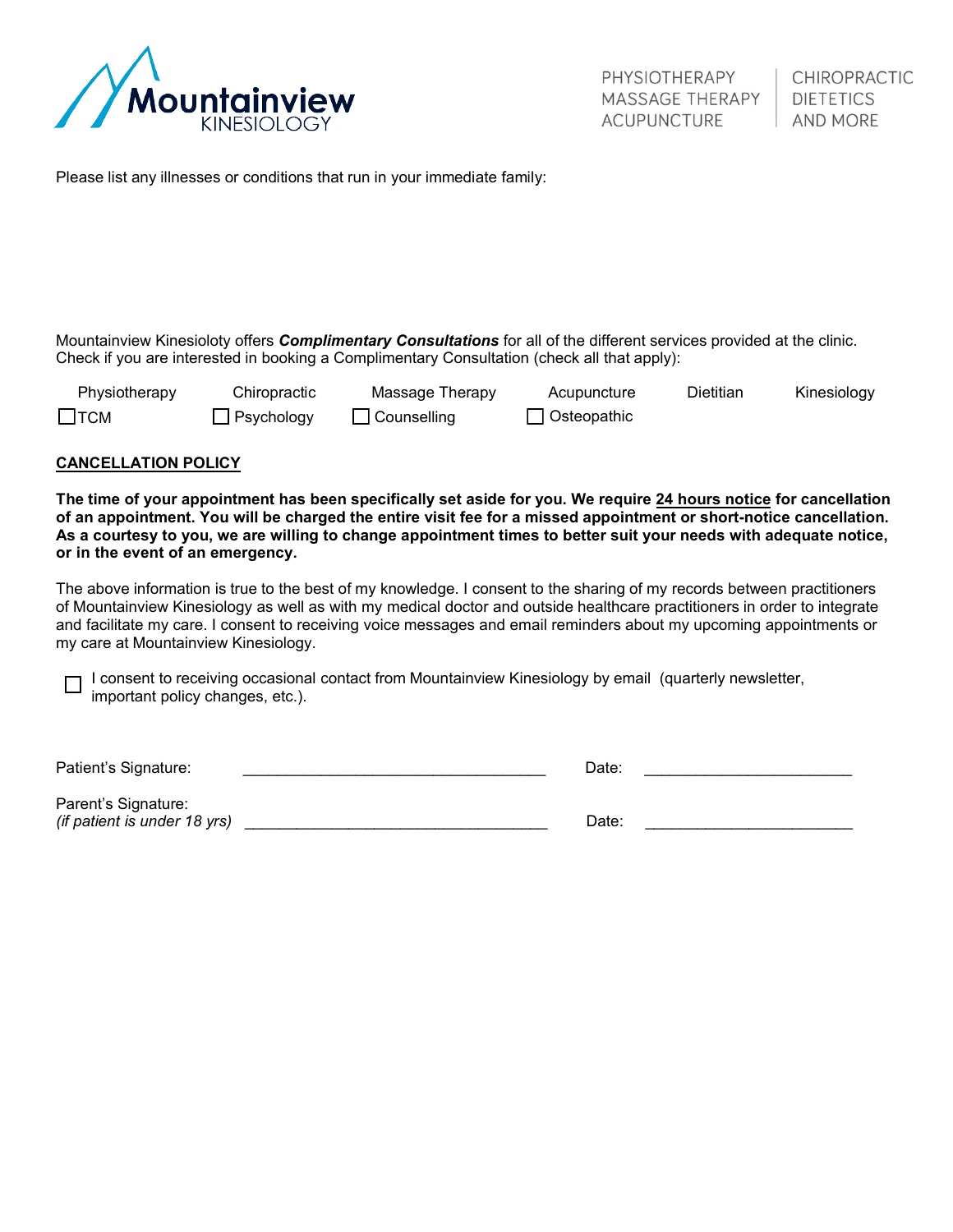Mountainview KINESIOLOGY

PHYSIOTHERAPY
MASSAGE THERAPY
ACUPUNCTURE

CHIROPRACTIC
DIETETICS
AND MORE

Please list any illnesses or conditions that run in your immediate family:

Mountainview Kinesioloty offers ***Complimentary Consultations*** for all of the different services provided at the clinic. Check if you are interested in booking a Complimentary Consultation (check all that apply):

Physiotherapy    Chiropractic    Massage Therapy    Acupuncture    Dietitian    Kinesiology

☐ TCM    ☐ Psychology    ☐ Counselling    ☐ Osteopathic

**CANCELLATION POLICY**

**The time of your appointment has been specifically set aside for you. We require 24 hours notice for cancellation of an appointment. You will be charged the entire visit fee for a missed appointment or short-notice cancellation. As a courtesy to you, we are willing to change appointment times to better suit your needs with adequate notice, or in the event of an emergency.**

The above information is true to the best of my knowledge. I consent to the sharing of my records between practitioners of Mountainview Kinesiology as well as with my medical doctor and outside healthcare practitioners in order to integrate and facilitate my care. I consent to receiving voice messages and email reminders about my upcoming appointments or my care at Mountainview Kinesiology.

☐ I consent to receiving occasional contact from Mountainview Kinesiology by email (quarterly newsletter, important policy changes, etc.).

Patient's Signature: ___________________________________ Date: ________________________

Parent's Signature:
*(if patient is under 18 yrs)* ___________________________________ Date: ________________________